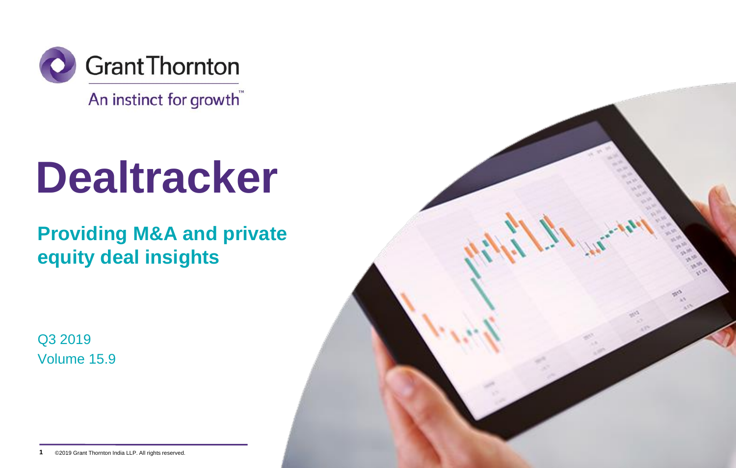Grant Thornton

An instinct for growth™

# Dealtracker

## Providing M&A and private equity deal insights

Q3 2019

Volume 15.9

©2019 Grant Thornton India LLP. All rights reserved.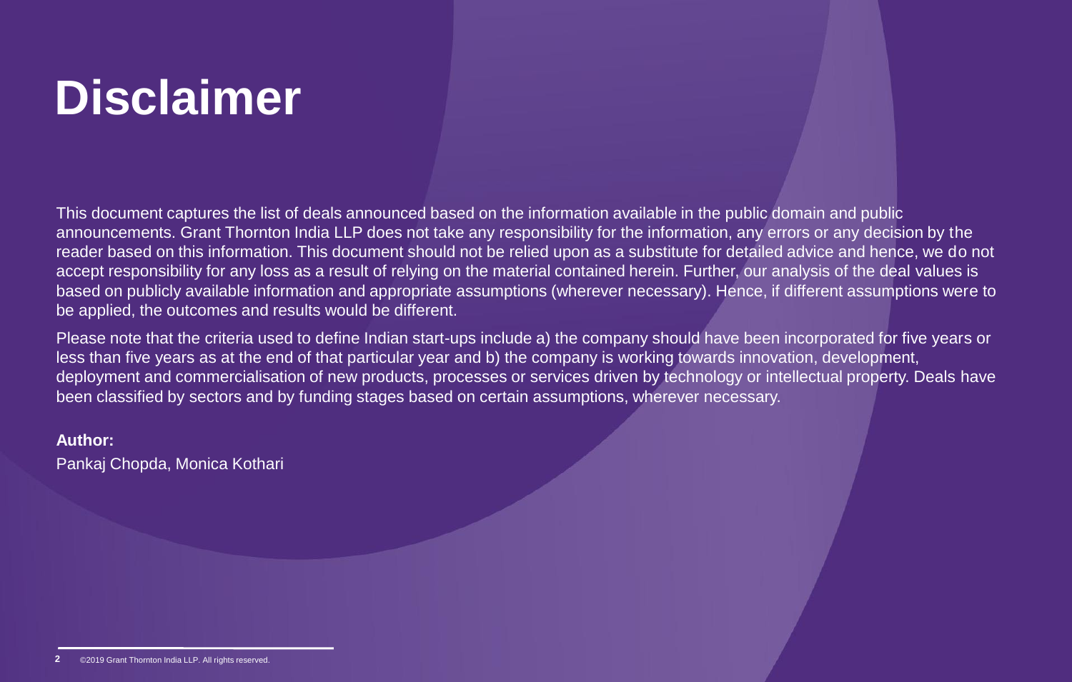# Disclaimer

This document captures the list of deals announced based on the information available in the public domain and public announcements. Grant Thornton India LLP does not take any responsibility for the information, any errors or any decision by the reader based on this information. This document should not be relied upon as a substitute for detailed advice and hence, we do not accept responsibility for any loss as a result of relying on the material contained herein. Further, our analysis of the deal values is based on publicly available information and appropriate assumptions (wherever necessary). Hence, if different assumptions were to be applied, the outcomes and results would be different.

Please note that the criteria used to define Indian start-ups include a) the company should have been incorporated for five years or less than five years as at the end of that particular year and b) the company is working towards innovation, development, deployment and commercialisation of new products, processes or services driven by technology or intellectual property. Deals have been classified by sectors and by funding stages based on certain assumptions, wherever necessary.

**Author:**

Pankaj Chopda, Monica Kothari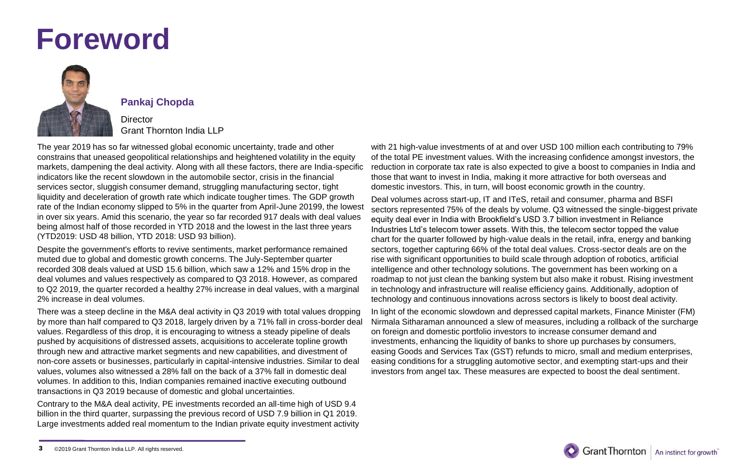# Foreword

**Pankaj Chopda**

Director
Grant Thornton India LLP

The year 2019 has so far witnessed global economic uncertainty, trade and other constrains that uneased geopolitical relationships and heightened volatility in the equity markets, dampening the deal activity. Along with all these factors, there are India-specific indicators like the recent slowdown in the automobile sector, crisis in the financial services sector, sluggish consumer demand, struggling manufacturing sector, tight liquidity and deceleration of growth rate which indicate tougher times. The GDP growth rate of the Indian economy slipped to 5% in the quarter from April-June 20199, the lowest in over six years. Amid this scenario, the year so far recorded 917 deals with deal values being almost half of those recorded in YTD 2018 and the lowest in the last three years (YTD2019: USD 48 billion, YTD 2018: USD 93 billion).

Despite the government's efforts to revive sentiments, market performance remained muted due to global and domestic growth concerns. The July-September quarter recorded 308 deals valued at USD 15.6 billion, which saw a 12% and 15% drop in the deal volumes and values respectively as compared to Q3 2018. However, as compared to Q2 2019, the quarter recorded a healthy 27% increase in deal values, with a marginal 2% increase in deal volumes.

There was a steep decline in the M&A deal activity in Q3 2019 with total values dropping by more than half compared to Q3 2018, largely driven by a 71% fall in cross-border deal values. Regardless of this drop, it is encouraging to witness a steady pipeline of deals pushed by acquisitions of distressed assets, acquisitions to accelerate topline growth through new and attractive market segments and new capabilities, and divestment of non-core assets or businesses, particularly in capital-intensive industries. Similar to deal values, volumes also witnessed a 28% fall on the back of a 37% fall in domestic deal volumes. In addition to this, Indian companies remained inactive executing outbound transactions in Q3 2019 because of domestic and global uncertainties.

Contrary to the M&A deal activity, PE investments recorded an all-time high of USD 9.4 billion in the third quarter, surpassing the previous record of USD 7.9 billion in Q1 2019. Large investments added real momentum to the Indian private equity investment activity with 21 high-value investments of at and over USD 100 million each contributing to 79% of the total PE investment values. With the increasing confidence amongst investors, the reduction in corporate tax rate is also expected to give a boost to companies in India and those that want to invest in India, making it more attractive for both overseas and domestic investors. This, in turn, will boost economic growth in the country.

Deal volumes across start-up, IT and ITeS, retail and consumer, pharma and BSFI sectors represented 75% of the deals by volume. Q3 witnessed the single-biggest private equity deal ever in India with Brookfield's USD 3.7 billion investment in Reliance Industries Ltd's telecom tower assets. With this, the telecom sector topped the value chart for the quarter followed by high-value deals in the retail, infra, energy and banking sectors, together capturing 66% of the total deal values. Cross-sector deals are on the rise with significant opportunities to build scale through adoption of robotics, artificial intelligence and other technology solutions. The government has been working on a roadmap to not just clean the banking system but also make it robust. Rising investment in technology and infrastructure will realise efficiency gains. Additionally, adoption of technology and continuous innovations across sectors is likely to boost deal activity.

In light of the economic slowdown and depressed capital markets, Finance Minister (FM) Nirmala Sitharaman announced a slew of measures, including a rollback of the surcharge on foreign and domestic portfolio investors to increase consumer demand and investments, enhancing the liquidity of banks to shore up purchases by consumers, easing Goods and Services Tax (GST) refunds to micro, small and medium enterprises, easing conditions for a struggling automotive sector, and exempting start-ups and their investors from angel tax. These measures are expected to boost the deal sentiment.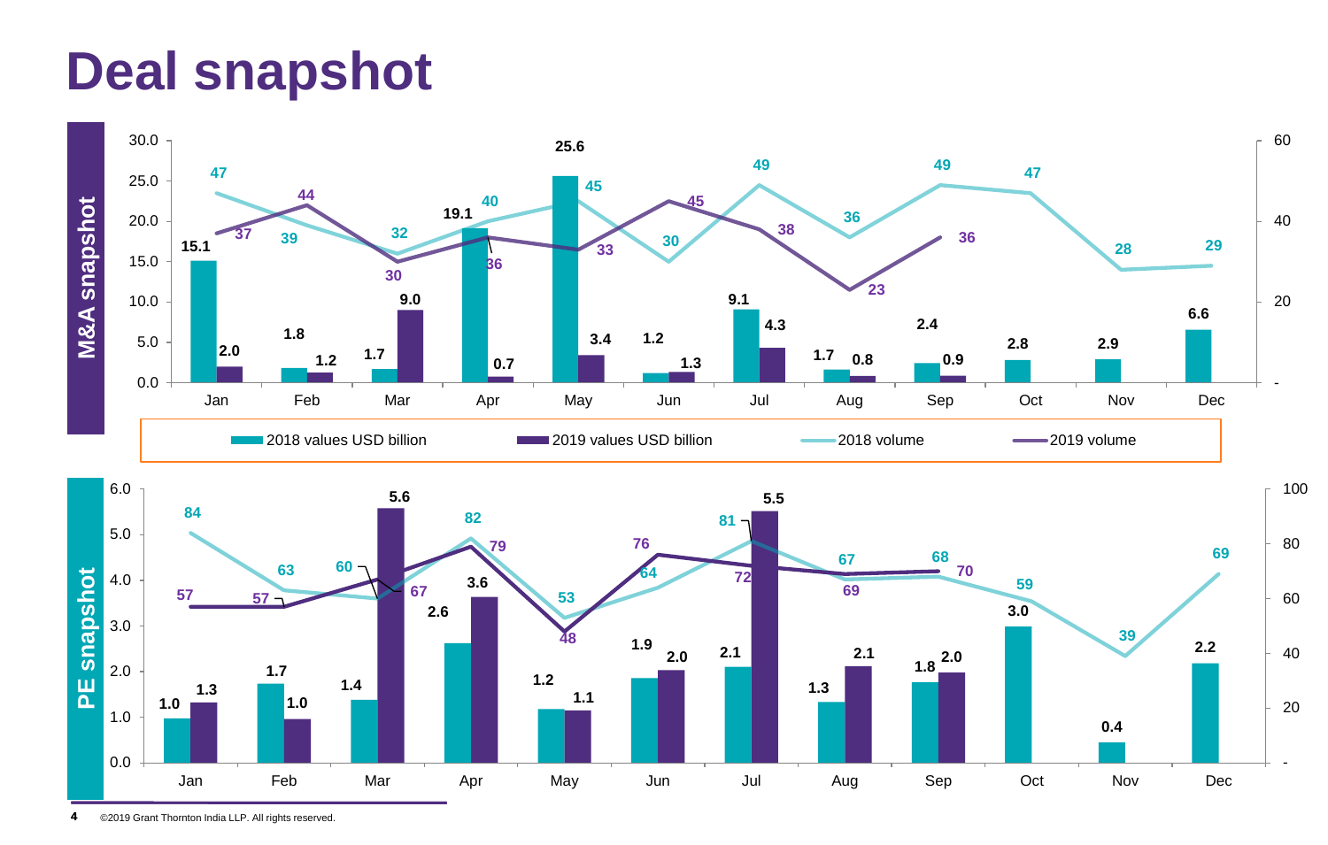# Deal snapshot

## M&A snapshot

| Month | 2018 values USD billion | 2019 values USD billion | 2018 volume | 2019 volume |
|---|---|---|---|---|
| Jan | 15.1 | 2.0 | 47 | 37 |
| Feb | 1.8 | 1.2 | 39 | 44 |
| Mar | 1.7 | 9.0 | 32 | 30 |
| Apr | 19.1 | 0.7 | 40 | 36 |
| May | 25.6 | 3.4 | 45 | 33 |
| Jun | 1.2 | 1.3 | 30 | 45 |
| Jul | 9.1 | 4.3 | 49 | 38 |
| Aug | 1.7 | 0.8 | 36 | 23 |
| Sep | 2.4 | 0.9 | 49 | 36 |
| Oct | 2.8 | | 47 | |
| Nov | 2.9 | | 28 | |
| Dec | 6.6 | | 29 | |

## PE snapshot

| Month | 2018 values USD billion | 2019 values USD billion | 2018 volume | 2019 volume |
|---|---|---|---|---|
| Jan | 1.0 | 1.3 | 84 | 57 |
| Feb | 1.7 | 1.0 | 63 | 57 |
| Mar | 1.4 | 5.6 | 60 | 67 |
| Apr | 2.6 | 3.6 | 82 | 79 |
| May | 1.2 | 1.1 | 53 | 48 |
| Jun | 1.9 | 2.0 | 64 | 76 |
| Jul | 2.1 | 5.5 | 81 | 72 |
| Aug | 1.3 | 2.1 | 67 | 69 |
| Sep | 1.8 | 2.0 | 68 | 70 |
| Oct | 3.0 | | 59 | |
| Nov | 0.4 | | 39 | |
| Dec | 2.2 | | 69 | |

©2019 Grant Thornton India LLP. All rights reserved.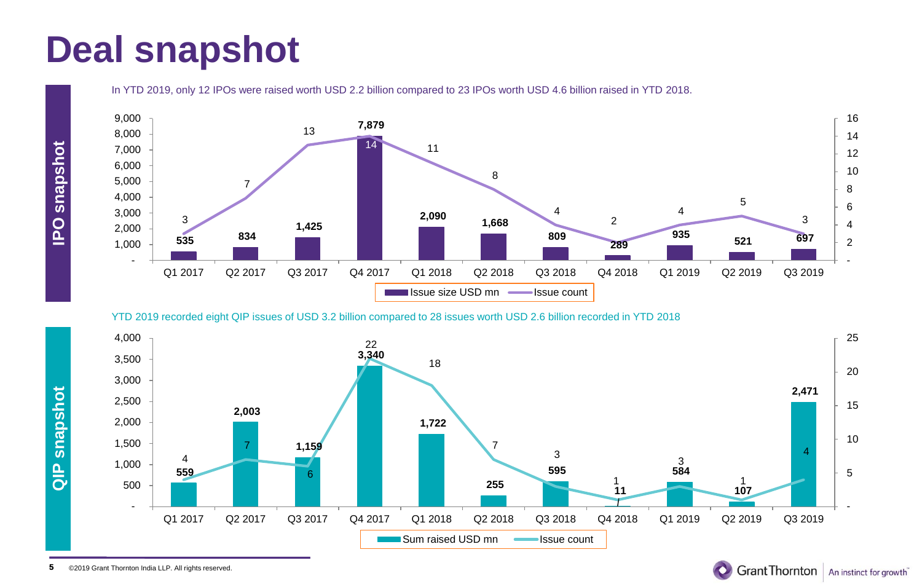# Deal snapshot

## IPO snapshot

In YTD 2019, only 12 IPOs were raised worth USD 2.2 billion compared to 23 IPOs worth USD 4.6 billion raised in YTD 2018.

| Quarter | Issue size USD mn | Issue count |
|---|---|---|
| Q1 2017 | 535 | 3 |
| Q2 2017 | 834 | 7 |
| Q3 2017 | 1,425 | 13 |
| Q4 2017 | 7,879 | 14 |
| Q1 2018 | 2,090 | 11 |
| Q2 2018 | 1,668 | 8 |
| Q3 2018 | 809 | 4 |
| Q4 2018 | 289 | 2 |
| Q1 2019 | 935 | 4 |
| Q2 2019 | 521 | 5 |
| Q3 2019 | 697 | 3 |

## QIP snapshot

YTD 2019 recorded eight QIP issues of USD 3.2 billion compared to 28 issues worth USD 2.6 billion recorded in YTD 2018

| Quarter | Sum raised USD mn | Issue count |
|---|---|---|
| Q1 2017 | 559 | 4 |
| Q2 2017 | 2,003 | 7 |
| Q3 2017 | 1,159 | 6 |
| Q4 2017 | 3,340 | 22 |
| Q1 2018 | 1,722 | 18 |
| Q2 2018 | 255 | 7 |
| Q3 2018 | 595 | 3 |
| Q4 2018 | 11 | 1 |
| Q1 2019 | 584 | 3 |
| Q2 2019 | 107 | 1 |
| Q3 2019 | 2,471 | 4 |

©2019 Grant Thornton India LLP. All rights reserved.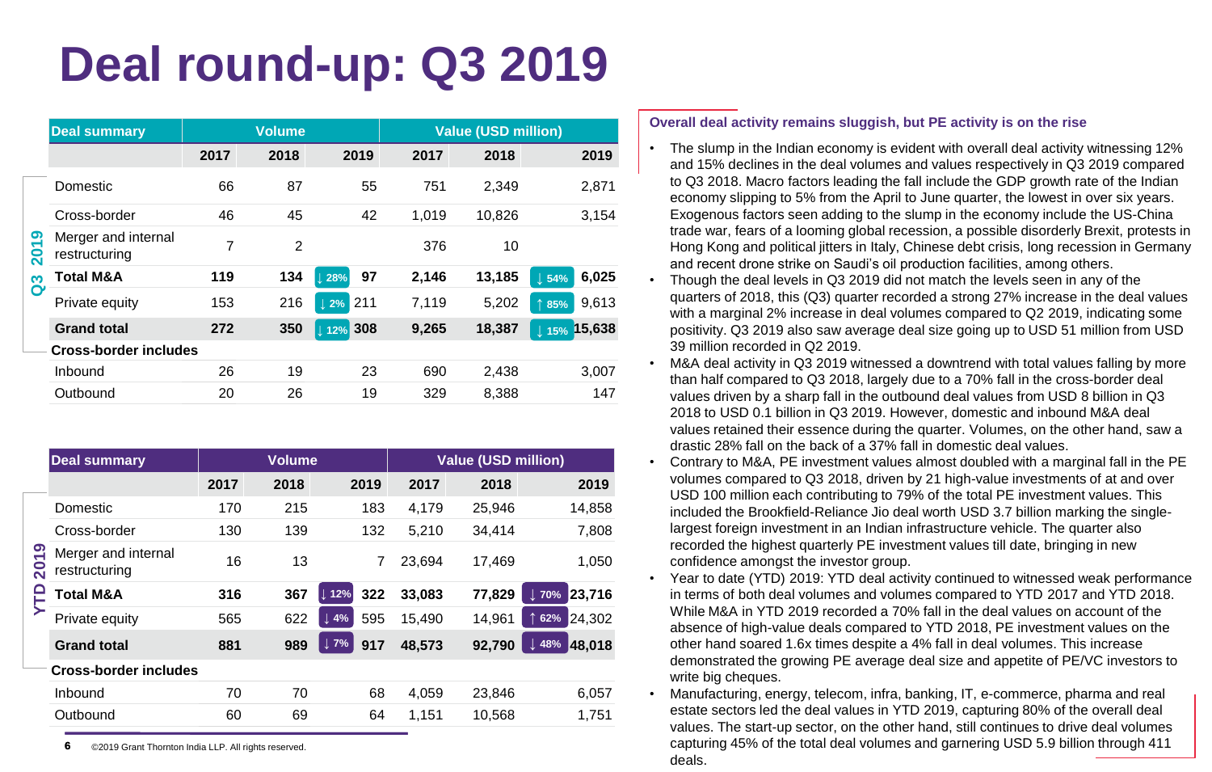# Deal round-up: Q3 2019

**Q3 2019**

| Deal summary | Volume | | | Value (USD million) | | |
|---|---|---|---|---|---|---|
| | 2017 | 2018 | 2019 | 2017 | 2018 | 2019 |
| Domestic | 66 | 87 | 55 | 751 | 2,349 | 2,871 |
| Cross-border | 46 | 45 | 42 | 1,019 | 10,826 | 3,154 |
| Merger and internal restructuring | 7 | 2 | | 376 | 10 | |
| **Total M&A** | **119** | **134** | ↓ 28% **97** | **2,146** | **13,185** | ↓ 54% **6,025** |
| Private equity | 153 | 216 | ↓ 2% 211 | 7,119 | 5,202 | ↑ 85% 9,613 |
| **Grand total** | **272** | **350** | ↓ 12% **308** | **9,265** | **18,387** | ↓ 15% **15,638** |
| **Cross-border includes** | | | | | | |
| Inbound | 26 | 19 | 23 | 690 | 2,438 | 3,007 |
| Outbound | 20 | 26 | 19 | 329 | 8,388 | 147 |

**YTD 2019**

| Deal summary | Volume | | | Value (USD million) | | |
|---|---|---|---|---|---|---|
| | 2017 | 2018 | 2019 | 2017 | 2018 | 2019 |
| Domestic | 170 | 215 | 183 | 4,179 | 25,946 | 14,858 |
| Cross-border | 130 | 139 | 132 | 5,210 | 34,414 | 7,808 |
| Merger and internal restructuring | 16 | 13 | 7 | 23,694 | 17,469 | 1,050 |
| **Total M&A** | **316** | **367** | ↓ 12% **322** | **33,083** | **77,829** | ↓ 70% **23,716** |
| Private equity | 565 | 622 | ↓ 4% 595 | 15,490 | 14,961 | ↑ 62% 24,302 |
| **Grand total** | **881** | **989** | ↓ 7% **917** | **48,573** | **92,790** | ↓ 48% **48,018** |
| **Cross-border includes** | | | | | | |
| Inbound | 70 | 70 | 68 | 4,059 | 23,846 | 6,057 |
| Outbound | 60 | 69 | 64 | 1,151 | 10,568 | 1,751 |

**Overall deal activity remains sluggish, but PE activity is on the rise**

- The slump in the Indian economy is evident with overall deal activity witnessing 12% and 15% declines in the deal volumes and values respectively in Q3 2019 compared to Q3 2018. Macro factors leading the fall include the GDP growth rate of the Indian economy slipping to 5% from the April to June quarter, the lowest in over six years. Exogenous factors seen adding to the slump in the economy include the US-China trade war, fears of a looming global recession, a possible disorderly Brexit, protests in Hong Kong and political jitters in Italy, Chinese debt crisis, long recession in Germany and recent drone strike on Saudi's oil production facilities, among others.
- Though the deal levels in Q3 2019 did not match the levels seen in any of the quarters of 2018, this (Q3) quarter recorded a strong 27% increase in the deal values with a marginal 2% increase in deal volumes compared to Q2 2019, indicating some positivity. Q3 2019 also saw average deal size going up to USD 51 million from USD 39 million recorded in Q2 2019.
- M&A deal activity in Q3 2019 witnessed a downtrend with total values falling by more than half compared to Q3 2018, largely due to a 70% fall in the cross-border deal values driven by a sharp fall in the outbound deal values from USD 8 billion in Q3 2018 to USD 0.1 billion in Q3 2019. However, domestic and inbound M&A deal values retained their essence during the quarter. Volumes, on the other hand, saw a drastic 28% fall on the back of a 37% fall in domestic deal values.
- Contrary to M&A, PE investment values almost doubled with a marginal fall in the PE volumes compared to Q3 2018, driven by 21 high-value investments of at and over USD 100 million each contributing to 79% of the total PE investment values. This included the Brookfield-Reliance Jio deal worth USD 3.7 billion marking the single-largest foreign investment in an Indian infrastructure vehicle. The quarter also recorded the highest quarterly PE investment values till date, bringing in new confidence amongst the investor group.
- Year to date (YTD) 2019: YTD deal activity continued to witnessed weak performance in terms of both deal volumes and volumes compared to YTD 2017 and YTD 2018. While M&A in YTD 2019 recorded a 70% fall in the deal values on account of the absence of high-value deals compared to YTD 2018, PE investment values on the other hand soared 1.6x times despite a 4% fall in deal volumes. This increase demonstrated the growing PE average deal size and appetite of PE/VC investors to write big cheques.
- Manufacturing, energy, telecom, infra, banking, IT, e-commerce, pharma and real estate sectors led the deal values in YTD 2019, capturing 80% of the overall deal values. The start-up sector, on the other hand, still continues to drive deal volumes capturing 45% of the total deal volumes and garnering USD 5.9 billion through 411 deals.

©2019 Grant Thornton India LLP. All rights reserved.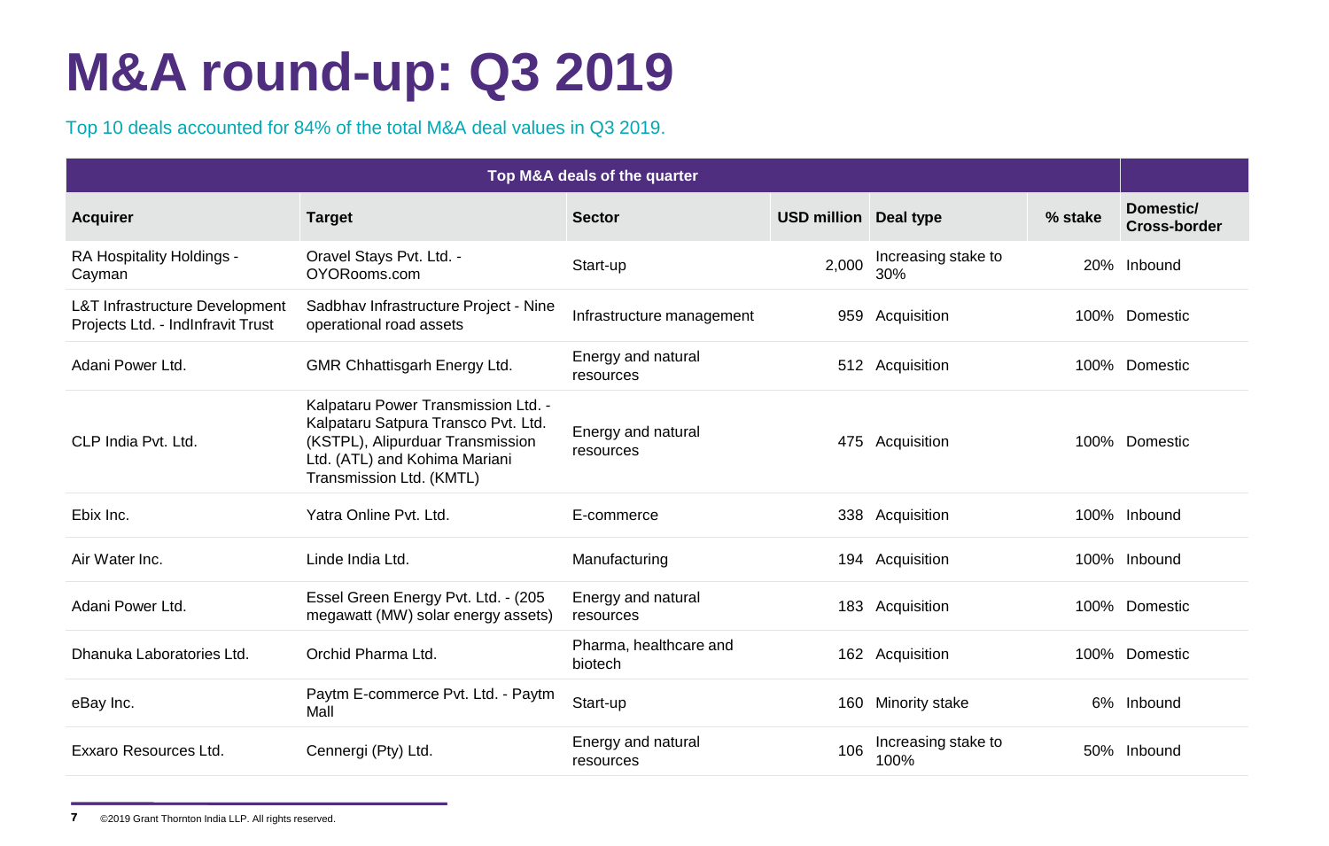# M&A round-up: Q3 2019

Top 10 deals accounted for 84% of the total M&A deal values in Q3 2019.

| Top M&A deals of the quarter | | | | | | |
|---|---|---|---|---|---|---|
| **Acquirer** | **Target** | **Sector** | **USD million** | **Deal type** | **% stake** | **Domestic/ Cross-border** |
| RA Hospitality Holdings - Cayman | Oravel Stays Pvt. Ltd. - OYORooms.com | Start-up | 2,000 | Increasing stake to 30% | 20% | Inbound |
| L&T Infrastructure Development Projects Ltd. - IndInfravit Trust | Sadbhav Infrastructure Project - Nine operational road assets | Infrastructure management | 959 | Acquisition | 100% | Domestic |
| Adani Power Ltd. | GMR Chhattisgarh Energy Ltd. | Energy and natural resources | 512 | Acquisition | 100% | Domestic |
| CLP India Pvt. Ltd. | Kalpataru Power Transmission Ltd. - Kalpataru Satpura Transco Pvt. Ltd. (KSTPL), Alipurduar Transmission Ltd. (ATL) and Kohima Mariani Transmission Ltd. (KMTL) | Energy and natural resources | 475 | Acquisition | 100% | Domestic |
| Ebix Inc. | Yatra Online Pvt. Ltd. | E-commerce | 338 | Acquisition | 100% | Inbound |
| Air Water Inc. | Linde India Ltd. | Manufacturing | 194 | Acquisition | 100% | Inbound |
| Adani Power Ltd. | Essel Green Energy Pvt. Ltd. - (205 megawatt (MW) solar energy assets) | Energy and natural resources | 183 | Acquisition | 100% | Domestic |
| Dhanuka Laboratories Ltd. | Orchid Pharma Ltd. | Pharma, healthcare and biotech | 162 | Acquisition | 100% | Domestic |
| eBay Inc. | Paytm E-commerce Pvt. Ltd. - Paytm Mall | Start-up | 160 | Minority stake | 6% | Inbound |
| Exxaro Resources Ltd. | Cennergi (Pty) Ltd. | Energy and natural resources | 106 | Increasing stake to 100% | 50% | Inbound |

©2019 Grant Thornton India LLP. All rights reserved.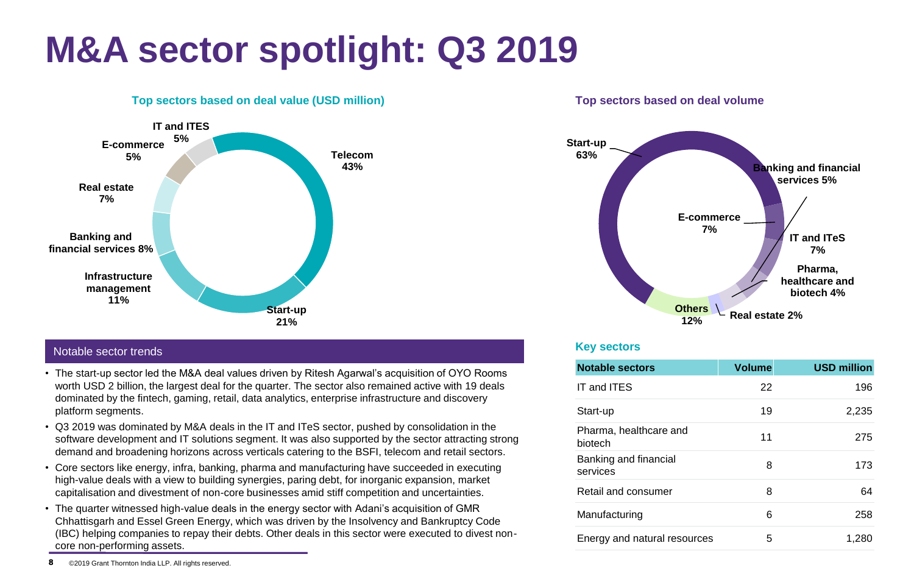# M&A sector spotlight: Q3 2019

### Top sectors based on deal value (USD million)

- Telecom 43%
- Start-up 21%
- Infrastructure management 11%
- Banking and financial services 8%
- Real estate 7%
- E-commerce 5%
- IT and ITES 5%

### Top sectors based on deal volume

- Start-up 63%
- Banking and financial services 5%
- IT and ITeS 7%
- Pharma, healthcare and biotech 4%
- Real estate 2%
- Others 12%
- E-commerce 7%

### Notable sector trends

- The start-up sector led the M&A deal values driven by Ritesh Agarwal's acquisition of OYO Rooms worth USD 2 billion, the largest deal for the quarter. The sector also remained active with 19 deals dominated by the fintech, gaming, retail, data analytics, enterprise infrastructure and discovery platform segments.
- Q3 2019 was dominated by M&A deals in the IT and ITeS sector, pushed by consolidation in the software development and IT solutions segment. It was also supported by the sector attracting strong demand and broadening horizons across verticals catering to the BSFI, telecom and retail sectors.
- Core sectors like energy, infra, banking, pharma and manufacturing have succeeded in executing high-value deals with a view to building synergies, paring debt, for inorganic expansion, market capitalisation and divestment of non-core businesses amid stiff competition and uncertainties.
- The quarter witnessed high-value deals in the energy sector with Adani's acquisition of GMR Chhattisgarh and Essel Green Energy, which was driven by the Insolvency and Bankruptcy Code (IBC) helping companies to repay their debts. Other deals in this sector were executed to divest non-core non-performing assets.

### Key sectors

| Notable sectors | Volume | USD million |
|---|---|---|
| IT and ITES | 22 | 196 |
| Start-up | 19 | 2,235 |
| Pharma, healthcare and biotech | 11 | 275 |
| Banking and financial services | 8 | 173 |
| Retail and consumer | 8 | 64 |
| Manufacturing | 6 | 258 |
| Energy and natural resources | 5 | 1,280 |

©2019 Grant Thornton India LLP. All rights reserved.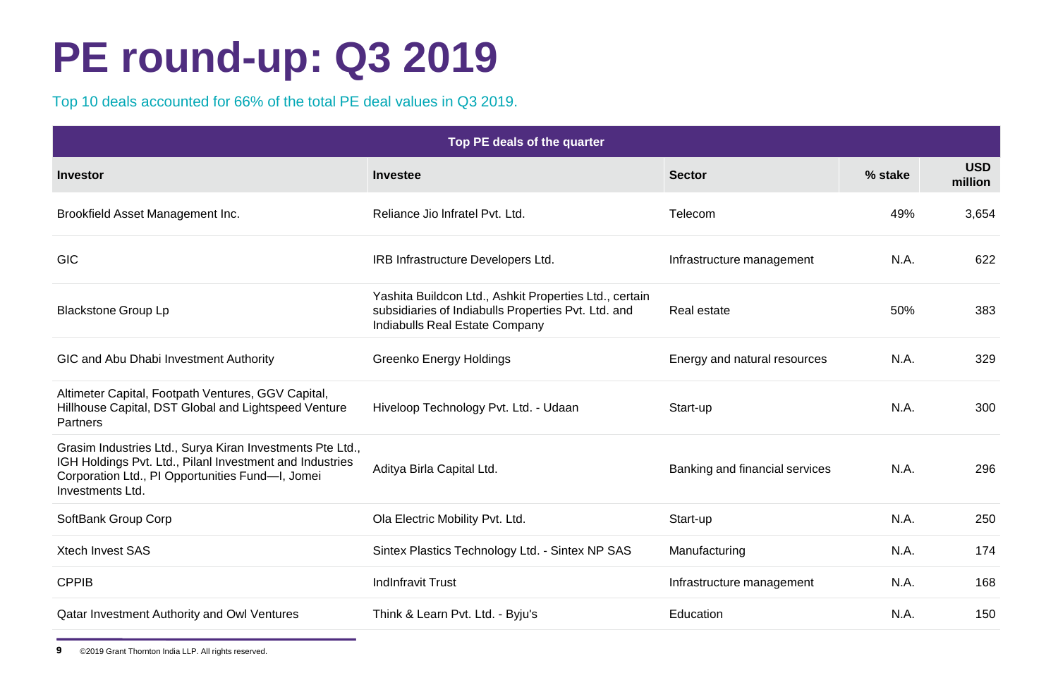# PE round-up: Q3 2019

Top 10 deals accounted for 66% of the total PE deal values in Q3 2019.

| Top PE deals of the quarter | | | | |
|---|---|---|---|---|
| **Investor** | **Investee** | **Sector** | **% stake** | **USD million** |
| Brookfield Asset Management Inc. | Reliance Jio Infratel Pvt. Ltd. | Telecom | 49% | 3,654 |
| GIC | IRB Infrastructure Developers Ltd. | Infrastructure management | N.A. | 622 |
| Blackstone Group Lp | Yashita Buildcon Ltd., Ashkit Properties Ltd., certain subsidiaries of Indiabulls Properties Pvt. Ltd. and Indiabulls Real Estate Company | Real estate | 50% | 383 |
| GIC and Abu Dhabi Investment Authority | Greenko Energy Holdings | Energy and natural resources | N.A. | 329 |
| Altimeter Capital, Footpath Ventures, GGV Capital, Hillhouse Capital, DST Global and Lightspeed Venture Partners | Hiveloop Technology Pvt. Ltd. - Udaan | Start-up | N.A. | 300 |
| Grasim Industries Ltd., Surya Kiran Investments Pte Ltd., IGH Holdings Pvt. Ltd., Pilanl Investment and Industries Corporation Ltd., PI Opportunities Fund—I, Jomei Investments Ltd. | Aditya Birla Capital Ltd. | Banking and financial services | N.A. | 296 |
| SoftBank Group Corp | Ola Electric Mobility Pvt. Ltd. | Start-up | N.A. | 250 |
| Xtech Invest SAS | Sintex Plastics Technology Ltd. - Sintex NP SAS | Manufacturing | N.A. | 174 |
| CPPIB | IndInfravit Trust | Infrastructure management | N.A. | 168 |
| Qatar Investment Authority and Owl Ventures | Think & Learn Pvt. Ltd. - Byju's | Education | N.A. | 150 |

©2019 Grant Thornton India LLP. All rights reserved.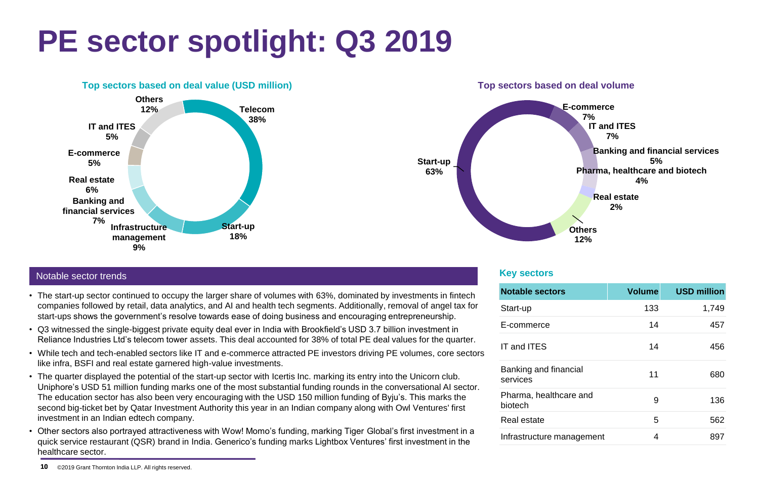# PE sector spotlight: Q3 2019

### Top sectors based on deal value (USD million)

- Telecom 38%
- Start-up 18%
- Infrastructure management 9%
- Banking and financial services 7%
- Real estate 6%
- E-commerce 5%
- IT and ITES 5%
- Others 12%

### Top sectors based on deal volume

- Start-up 63%
- E-commerce 7%
- IT and ITES 7%
- Banking and financial services 5%
- Pharma, healthcare and biotech 4%
- Real estate 2%
- Others 12%

## Notable sector trends

- The start-up sector continued to occupy the larger share of volumes with 63%, dominated by investments in fintech companies followed by retail, data analytics, and AI and health tech segments. Additionally, removal of angel tax for start-ups shows the government's resolve towards ease of doing business and encouraging entrepreneurship.
- Q3 witnessed the single-biggest private equity deal ever in India with Brookfield's USD 3.7 billion investment in Reliance Industries Ltd's telecom tower assets. This deal accounted for 38% of total PE deal values for the quarter.
- While tech and tech-enabled sectors like IT and e-commerce attracted PE investors driving PE volumes, core sectors like infra, BSFI and real estate garnered high-value investments.
- The quarter displayed the potential of the start-up sector with Icertis Inc. marking its entry into the Unicorn club. Uniphore's USD 51 million funding marks one of the most substantial funding rounds in the conversational AI sector. The education sector has also been very encouraging with the USD 150 million funding of Byju's. This marks the second big-ticket bet by Qatar Investment Authority this year in an Indian company along with Owl Ventures' first investment in an Indian edtech company.
- Other sectors also portrayed attractiveness with Wow! Momo's funding, marking Tiger Global's first investment in a quick service restaurant (QSR) brand in India. Generico's funding marks Lightbox Ventures' first investment in the healthcare sector.

## Key sectors

| Notable sectors | Volume | USD million |
|---|---|---|
| Start-up | 133 | 1,749 |
| E-commerce | 14 | 457 |
| IT and ITES | 14 | 456 |
| Banking and financial services | 11 | 680 |
| Pharma, healthcare and biotech | 9 | 136 |
| Real estate | 5 | 562 |
| Infrastructure management | 4 | 897 |

©2019 Grant Thornton India LLP. All rights reserved.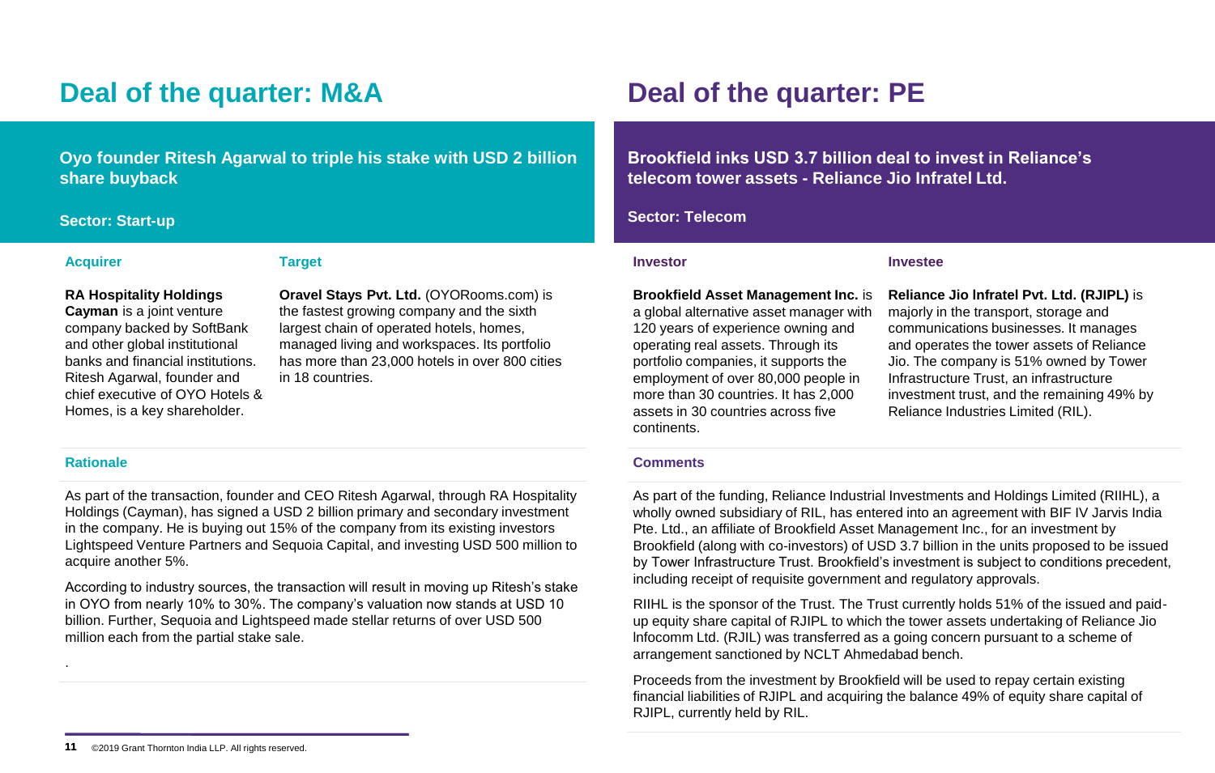## Deal of the quarter: M&A

**Oyo founder Ritesh Agarwal to triple his stake with USD 2 billion share buyback**

**Sector: Start-up**

### Acquirer

**RA Hospitality Holdings Cayman** is a joint venture company backed by SoftBank and other global institutional banks and financial institutions. Ritesh Agarwal, founder and chief executive of OYO Hotels & Homes, is a key shareholder.

### Target

**Oravel Stays Pvt. Ltd.** (OYORooms.com) is the fastest growing company and the sixth largest chain of operated hotels, homes, managed living and workspaces. Its portfolio has more than 23,000 hotels in over 800 cities in 18 countries.

### Rationale

As part of the transaction, founder and CEO Ritesh Agarwal, through RA Hospitality Holdings (Cayman), has signed a USD 2 billion primary and secondary investment in the company. He is buying out 15% of the company from its existing investors Lightspeed Venture Partners and Sequoia Capital, and investing USD 500 million to acquire another 5%.

According to industry sources, the transaction will result in moving up Ritesh's stake in OYO from nearly 10% to 30%. The company's valuation now stands at USD 10 billion. Further, Sequoia and Lightspeed made stellar returns of over USD 500 million each from the partial stake sale.

.

## Deal of the quarter: PE

**Brookfield inks USD 3.7 billion deal to invest in Reliance's telecom tower assets - Reliance Jio Infratel Ltd.**

**Sector: Telecom**

### Investor

**Brookfield Asset Management Inc.** is a global alternative asset manager with 120 years of experience owning and operating real assets. Through its portfolio companies, it supports the employment of over 80,000 people in more than 30 countries. It has 2,000 assets in 30 countries across five continents.

### Investee

**Reliance Jio Infratel Pvt. Ltd. (RJIPL)** is majorly in the transport, storage and communications businesses. It manages and operates the tower assets of Reliance Jio. The company is 51% owned by Tower Infrastructure Trust, an infrastructure investment trust, and the remaining 49% by Reliance Industries Limited (RIL).

### Comments

As part of the funding, Reliance Industrial Investments and Holdings Limited (RIIHL), a wholly owned subsidiary of RIL, has entered into an agreement with BIF IV Jarvis India Pte. Ltd., an affiliate of Brookfield Asset Management Inc., for an investment by Brookfield (along with co-investors) of USD 3.7 billion in the units proposed to be issued by Tower Infrastructure Trust. Brookfield's investment is subject to conditions precedent, including receipt of requisite government and regulatory approvals.

RIIHL is the sponsor of the Trust. The Trust currently holds 51% of the issued and paid-up equity share capital of RJIPL to which the tower assets undertaking of Reliance Jio Infocomm Ltd. (RJIL) was transferred as a going concern pursuant to a scheme of arrangement sanctioned by NCLT Ahmedabad bench.

Proceeds from the investment by Brookfield will be used to repay certain existing financial liabilities of RJIPL and acquiring the balance 49% of equity share capital of RJIPL, currently held by RIL.

©2019 Grant Thornton India LLP. All rights reserved.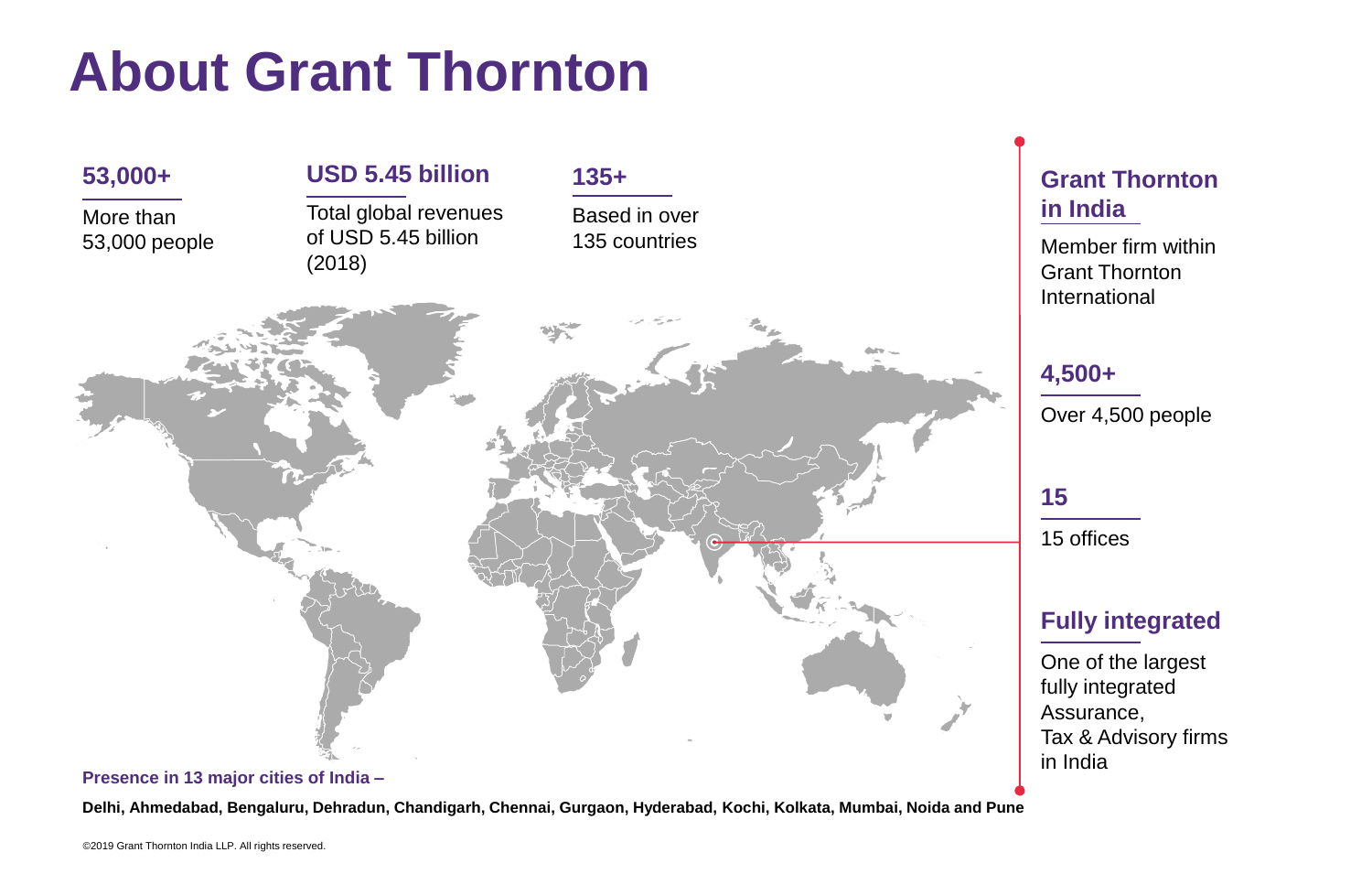# About Grant Thornton

**53,000+**

More than 53,000 people

**USD 5.45 billion**

Total global revenues of USD 5.45 billion (2018)

**135+**

Based in over 135 countries

## Grant Thornton in India

Member firm within Grant Thornton International

**4,500+**

Over 4,500 people

**15**

15 offices

**Fully integrated**

One of the largest fully integrated Assurance, Tax & Advisory firms in India

**Presence in 13 major cities of India –**

**Delhi, Ahmedabad, Bengaluru, Dehradun, Chandigarh, Chennai, Gurgaon, Hyderabad, Kochi, Kolkata, Mumbai, Noida and Pune**

©2019 Grant Thornton India LLP. All rights reserved.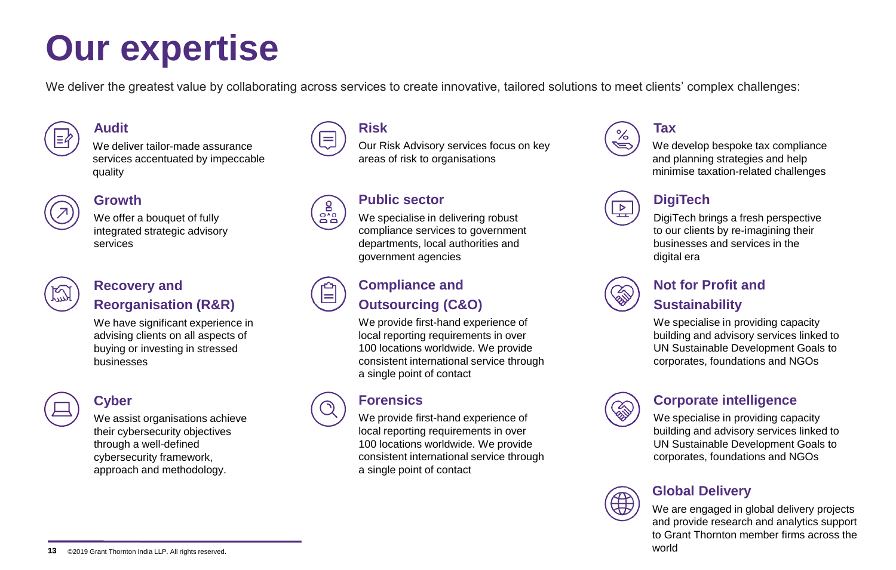# Our expertise

We deliver the greatest value by collaborating across services to create innovative, tailored solutions to meet clients' complex challenges:

## Audit

We deliver tailor-made assurance services accentuated by impeccable quality

## Growth

We offer a bouquet of fully integrated strategic advisory services

## Recovery and Reorganisation (R&R)

We have significant experience in advising clients on all aspects of buying or investing in stressed businesses

## Cyber

We assist organisations achieve their cybersecurity objectives through a well-defined cybersecurity framework, approach and methodology.

## Risk

Our Risk Advisory services focus on key areas of risk to organisations

## Public sector

We specialise in delivering robust compliance services to government departments, local authorities and government agencies

## Compliance and Outsourcing (C&O)

We provide first-hand experience of local reporting requirements in over 100 locations worldwide. We provide consistent international service through a single point of contact

## Forensics

We provide first-hand experience of local reporting requirements in over 100 locations worldwide. We provide consistent international service through a single point of contact

## Tax

We develop bespoke tax compliance and planning strategies and help minimise taxation-related challenges

## DigiTech

DigiTech brings a fresh perspective to our clients by re-imagining their businesses and services in the digital era

## Not for Profit and Sustainability

We specialise in providing capacity building and advisory services linked to UN Sustainable Development Goals to corporates, foundations and NGOs

## Corporate intelligence

We specialise in providing capacity building and advisory services linked to UN Sustainable Development Goals to corporates, foundations and NGOs

## Global Delivery

We are engaged in global delivery projects and provide research and analytics support to Grant Thornton member firms across the world

©2019 Grant Thornton India LLP. All rights reserved.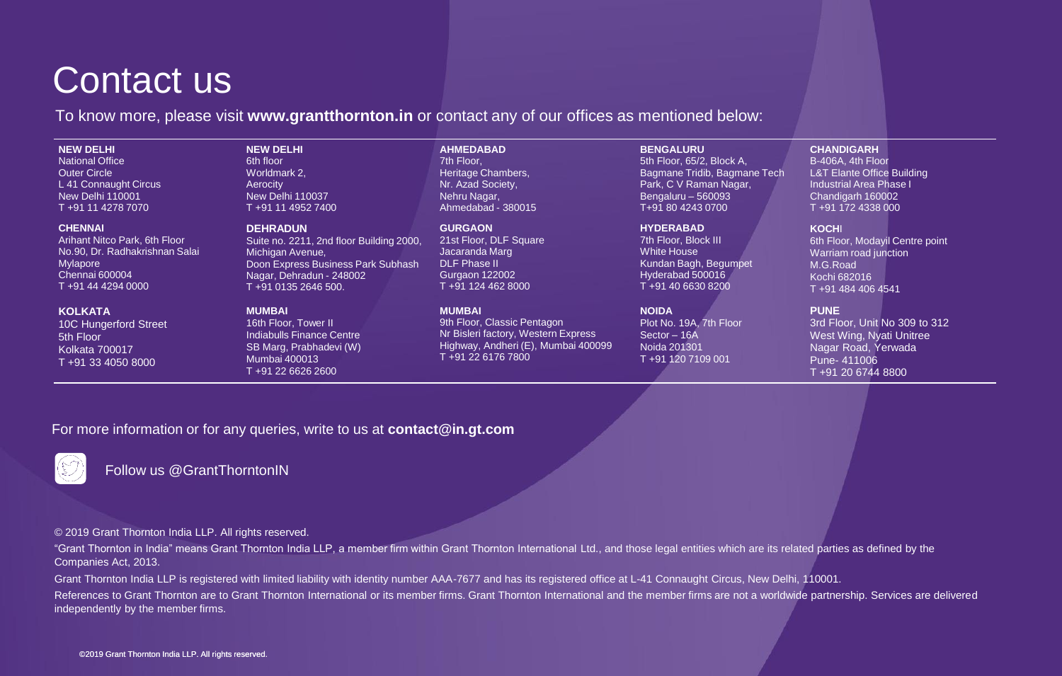# Contact us

To know more, please visit **www.grantthornton.in** or contact any of our offices as mentioned below:

**NEW DELHI**
National Office
Outer Circle
L 41 Connaught Circus
New Delhi 110001
T +91 11 4278 7070

**NEW DELHI**
6th floor
Worldmark 2,
Aerocity
New Delhi 110037
T +91 11 4952 7400

**AHMEDABAD**
7th Floor,
Heritage Chambers,
Nr. Azad Society,
Nehru Nagar,
Ahmedabad - 380015

**BENGALURU**
5th Floor, 65/2, Block A,
Bagmane Tridib, Bagmane Tech
Park, C V Raman Nagar,
Bengaluru – 560093
T+91 80 4243 0700

**CHANDIGARH**
B-406A, 4th Floor
L&T Elante Office Building
Industrial Area Phase I
Chandigarh 160002
T +91 172 4338 000

**CHENNAI**
Arihant Nitco Park, 6th Floor
No.90, Dr. Radhakrishnan Salai
Mylapore
Chennai 600004
T +91 44 4294 0000

**DEHRADUN**
Suite no. 2211, 2nd floor Building 2000,
Michigan Avenue,
Doon Express Business Park Subhash
Nagar, Dehradun - 248002
T +91 0135 2646 500.

**GURGAON**
21st Floor, DLF Square
Jacaranda Marg
DLF Phase II
Gurgaon 122002
T +91 124 462 8000

**HYDERABAD**
7th Floor, Block III
White House
Kundan Bagh, Begumpet
Hyderabad 500016
T +91 40 6630 8200

**KOCHI**
6th Floor, Modayil Centre point
Warriam road junction
M.G.Road
Kochi 682016
T +91 484 406 4541

**KOLKATA**
10C Hungerford Street
5th Floor
Kolkata 700017
T +91 33 4050 8000

**MUMBAI**
16th Floor, Tower II
Indiabulls Finance Centre
SB Marg, Prabhadevi (W)
Mumbai 400013
T +91 22 6626 2600

**MUMBAI**
9th Floor, Classic Pentagon
Nr Bisleri factory, Western Express
Highway, Andheri (E), Mumbai 400099
T +91 22 6176 7800

**NOIDA**
Plot No. 19A, 7th Floor
Sector – 16A
Noida 201301
T +91 120 7109 001

**PUNE**
3rd Floor, Unit No 309 to 312
West Wing, Nyati Unitree
Nagar Road, Yerwada
Pune- 411006
T +91 20 6744 8800

For more information or for any queries, write to us at **contact@in.gt.com**

Follow us @GrantThorntonIN

© 2019 Grant Thornton India LLP. All rights reserved.

"Grant Thornton in India" means Grant Thornton India LLP, a member firm within Grant Thornton International Ltd., and those legal entities which are its related parties as defined by the Companies Act, 2013.

Grant Thornton India LLP is registered with limited liability with identity number AAA-7677 and has its registered office at L-41 Connaught Circus, New Delhi, 110001.

References to Grant Thornton are to Grant Thornton International or its member firms. Grant Thornton International and the member firms are not a worldwide partnership. Services are delivered independently by the member firms.